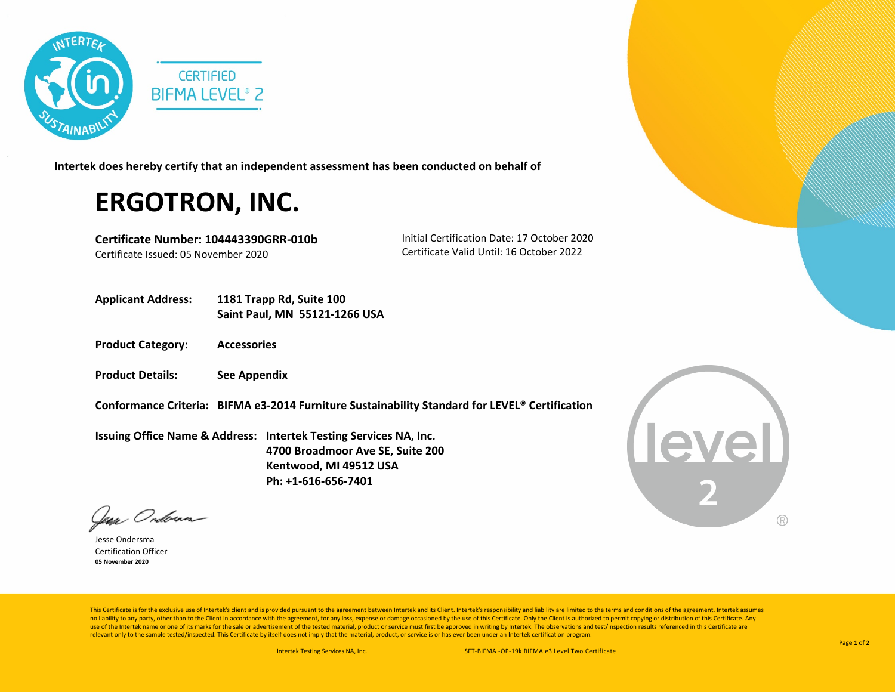CERTIFIED
BIFMA LEVEL® 2

**Intertek does hereby certify that an independent assessment has been conducted on behalf of**

# ERGOTRON, INC.

**Certificate Number: 104443390GRR-010b**
Certificate Issued: 05 November 2020

Initial Certification Date: 17 October 2020
Certificate Valid Until: 16 October 2022

**Applicant Address:** **1181 Trapp Rd, Suite 100**
**Saint Paul, MN 55121-1266 USA**

**Product Category:** **Accessories**

**Product Details:** **See Appendix**

**Conformance Criteria:** **BIFMA e3-2014 Furniture Sustainability Standard for LEVEL® Certification**

**Issuing Office Name & Address:** **Intertek Testing Services NA, Inc.**
**4700 Broadmoor Ave SE, Suite 200**
**Kentwood, MI 49512 USA**
**Ph: +1-616-656-7401**

Jesse Ondersma
Certification Officer
**05 November 2020**

This Certificate is for the exclusive use of Intertek's client and is provided pursuant to the agreement between Intertek and its Client. Intertek's responsibility and liability are limited to the terms and conditions of the agreement. Intertek assumes no liability to any party, other than to the Client in accordance with the agreement, for any loss, expense or damage occasioned by the use of this Certificate. Only the Client is authorized to permit copying or distribution of this Certificate. Any use of the Intertek name or one of its marks for the sale or advertisement of the tested material, product or service must first be approved in writing by Intertek. The observations and test/inspection results referenced in this Certificate are relevant only to the sample tested/inspected. This Certificate by itself does not imply that the material, product, or service is or has ever been under an Intertek certification program.

Intertek Testing Services NA, Inc. SFT-BIFMA -OP-19k BIFMA e3 Level Two Certificate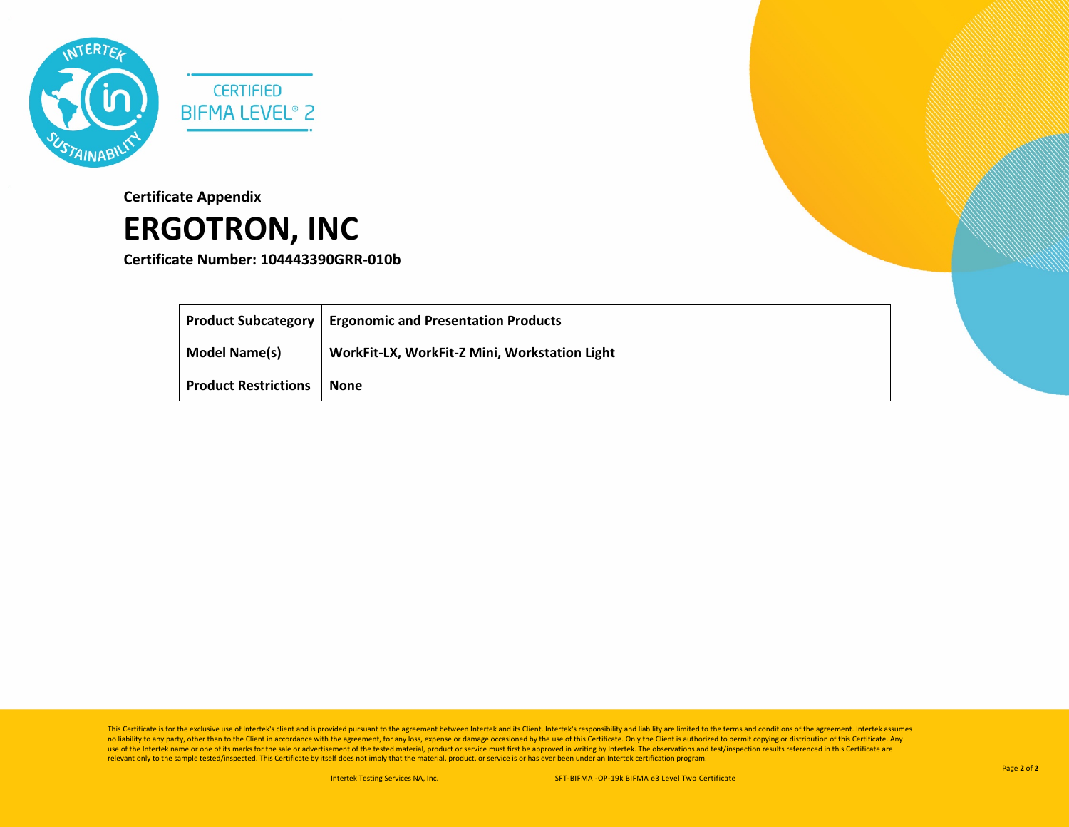CERTIFIED
BIFMA LEVEL® 2

**Certificate Appendix**

# ERGOTRON, INC

**Certificate Number: 104443390GRR-010b**

| | |
|---|---|
| **Product Subcategory** | **Ergonomic and Presentation Products** |
| **Model Name(s)** | **WorkFit-LX, WorkFit-Z Mini, Workstation Light** |
| **Product Restrictions** | **None** |

This Certificate is for the exclusive use of Intertek's client and is provided pursuant to the agreement between Intertek and its Client. Intertek's responsibility and liability are limited to the terms and conditions of the agreement. Intertek assumes no liability to any party, other than to the Client in accordance with the agreement, for any loss, expense or damage occasioned by the use of this Certificate. Only the Client is authorized to permit copying or distribution of this Certificate. Any use of the Intertek name or one of its marks for the sale or advertisement of the tested material, product or service must first be approved in writing by Intertek. The observations and test/inspection results referenced in this Certificate are relevant only to the sample tested/inspected. This Certificate by itself does not imply that the material, product, or service is or has ever been under an Intertek certification program.

Intertek Testing Services NA, Inc.

SFT-BIFMA -OP-19k BIFMA e3 Level Two Certificate